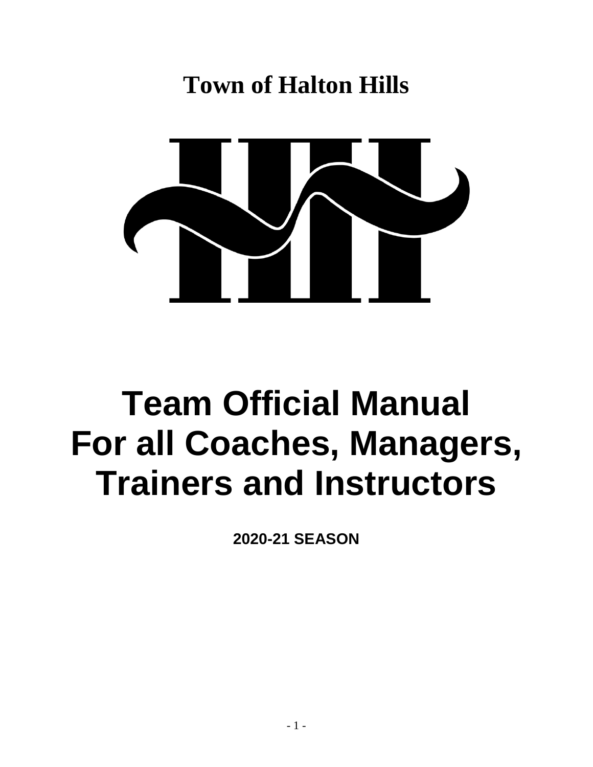# Town of Halton Hills

# Team Official Manual
# For all Coaches, Managers, Trainers and Instructors

**2020-21 SEASON**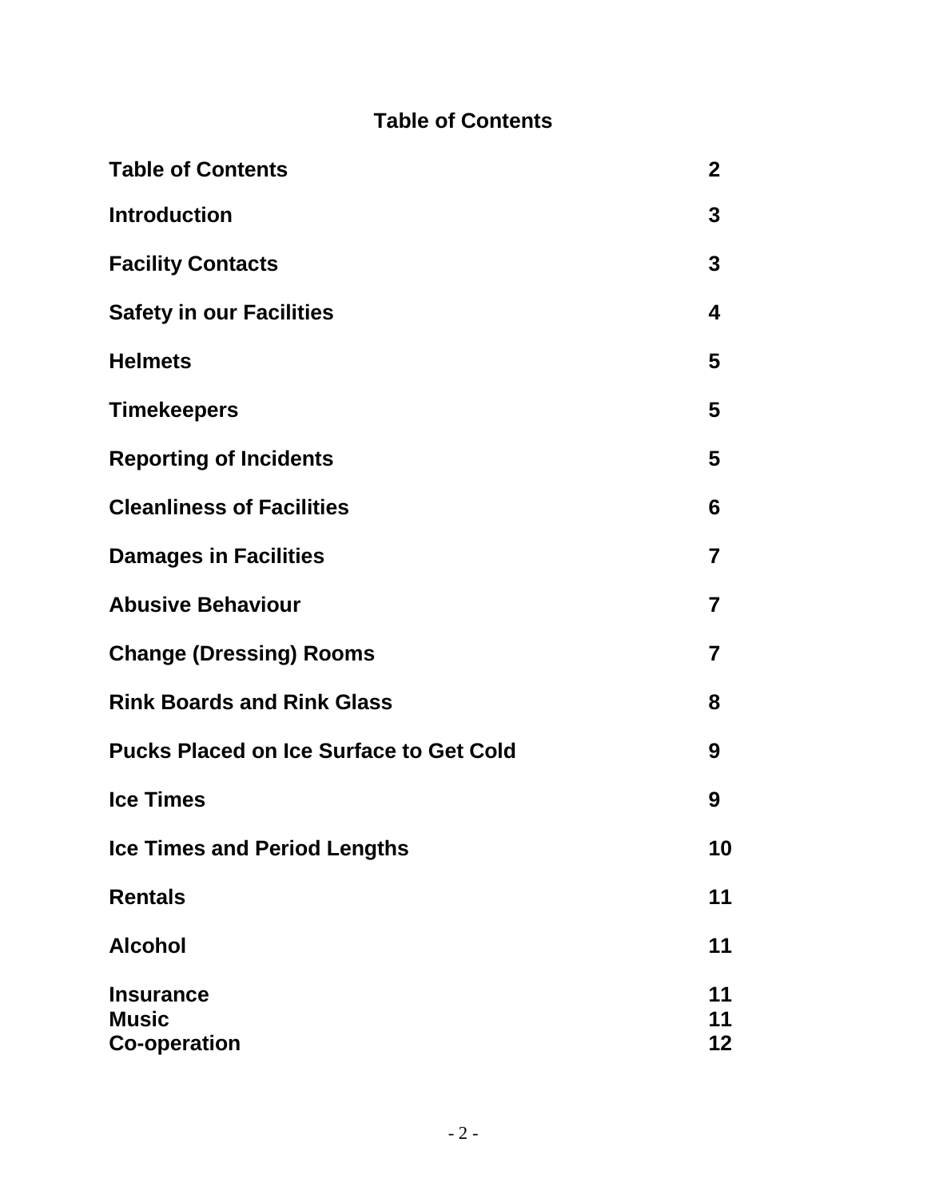# Table of Contents

| | |
|---|---|
| **Table of Contents** | **2** |
| **Introduction** | **3** |
| **Facility Contacts** | **3** |
| **Safety in our Facilities** | **4** |
| **Helmets** | **5** |
| **Timekeepers** | **5** |
| **Reporting of Incidents** | **5** |
| **Cleanliness of Facilities** | **6** |
| **Damages in Facilities** | **7** |
| **Abusive Behaviour** | **7** |
| **Change (Dressing) Rooms** | **7** |
| **Rink Boards and Rink Glass** | **8** |
| **Pucks Placed on Ice Surface to Get Cold** | **9** |
| **Ice Times** | **9** |
| **Ice Times and Period Lengths** | **10** |
| **Rentals** | **11** |
| **Alcohol** | **11** |
| **Insurance** | **11** |
| **Music** | **11** |
| **Co-operation** | **12** |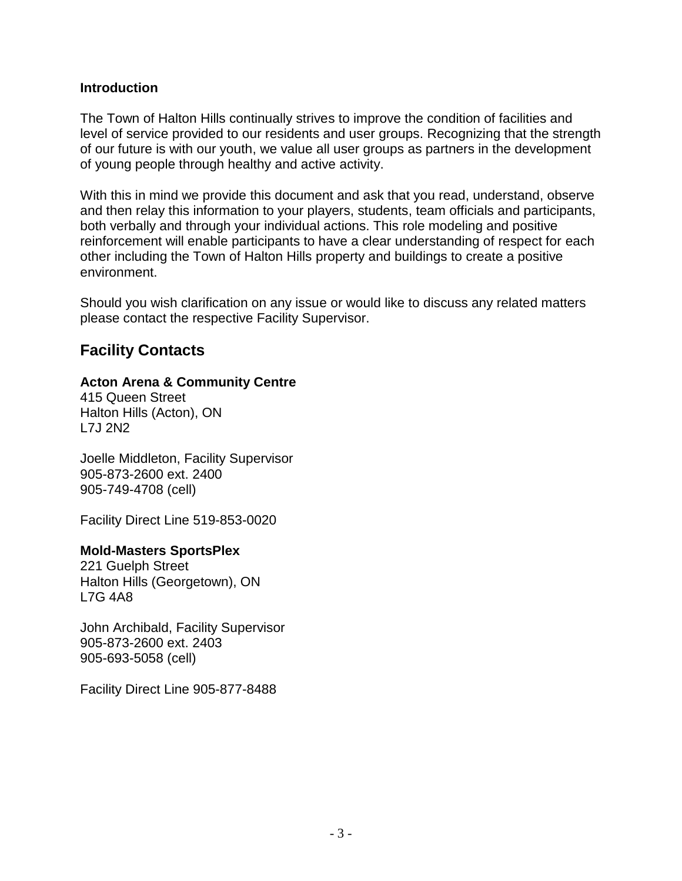**Introduction**

The Town of Halton Hills continually strives to improve the condition of facilities and level of service provided to our residents and user groups. Recognizing that the strength of our future is with our youth, we value all user groups as partners in the development of young people through healthy and active activity.

With this in mind we provide this document and ask that you read, understand, observe and then relay this information to your players, students, team officials and participants, both verbally and through your individual actions. This role modeling and positive reinforcement will enable participants to have a clear understanding of respect for each other including the Town of Halton Hills property and buildings to create a positive environment.

Should you wish clarification on any issue or would like to discuss any related matters please contact the respective Facility Supervisor.

## Facility Contacts

**Acton Arena & Community Centre**
415 Queen Street
Halton Hills (Acton), ON
L7J 2N2

Joelle Middleton, Facility Supervisor
905-873-2600 ext. 2400
905-749-4708 (cell)

Facility Direct Line 519-853-0020

**Mold-Masters SportsPlex**
221 Guelph Street
Halton Hills (Georgetown), ON
L7G 4A8

John Archibald, Facility Supervisor
905-873-2600 ext. 2403
905-693-5058 (cell)

Facility Direct Line 905-877-8488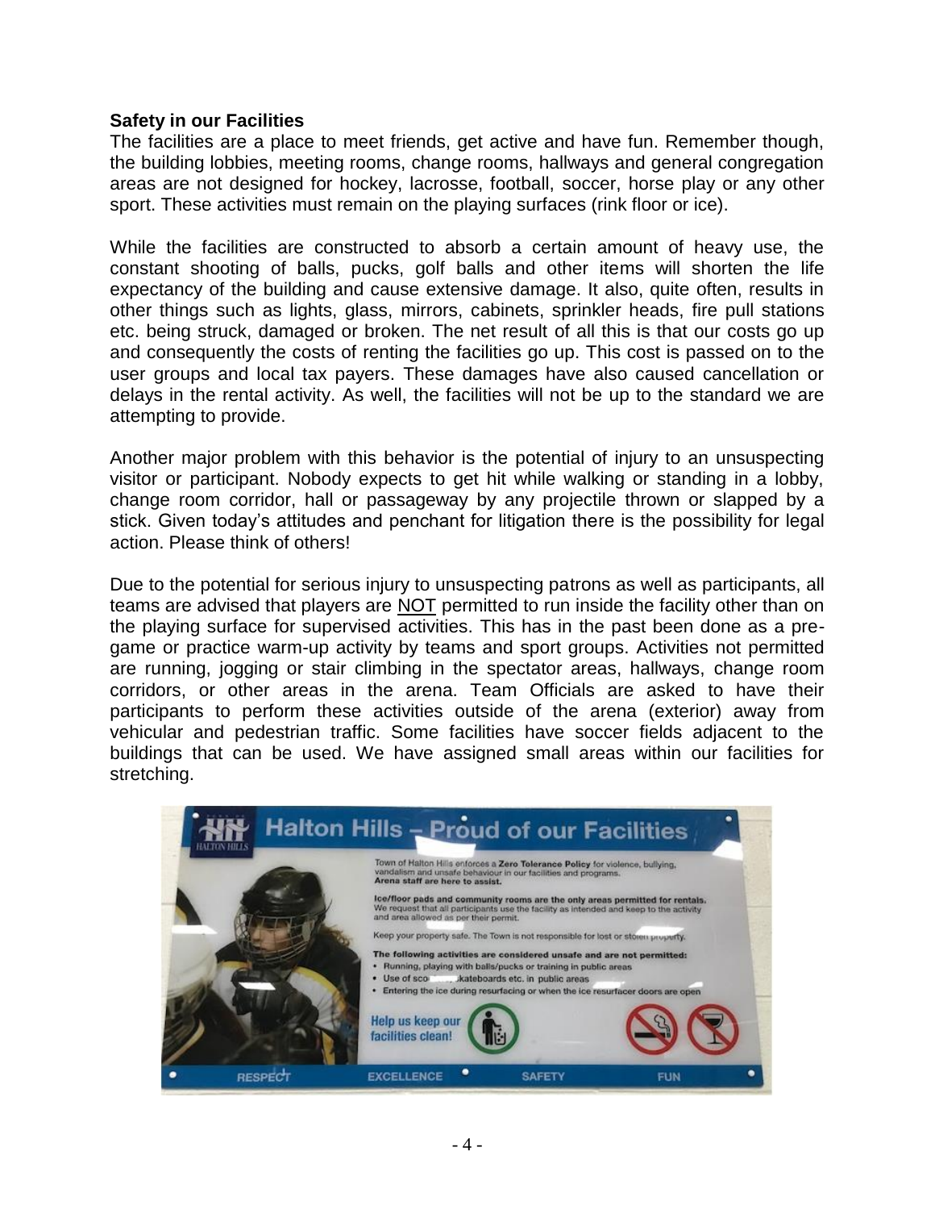**Safety in our Facilities**

The facilities are a place to meet friends, get active and have fun. Remember though, the building lobbies, meeting rooms, change rooms, hallways and general congregation areas are not designed for hockey, lacrosse, football, soccer, horse play or any other sport. These activities must remain on the playing surfaces (rink floor or ice).

While the facilities are constructed to absorb a certain amount of heavy use, the constant shooting of balls, pucks, golf balls and other items will shorten the life expectancy of the building and cause extensive damage. It also, quite often, results in other things such as lights, glass, mirrors, cabinets, sprinkler heads, fire pull stations etc. being struck, damaged or broken. The net result of all this is that our costs go up and consequently the costs of renting the facilities go up. This cost is passed on to the user groups and local tax payers. These damages have also caused cancellation or delays in the rental activity. As well, the facilities will not be up to the standard we are attempting to provide.

Another major problem with this behavior is the potential of injury to an unsuspecting visitor or participant. Nobody expects to get hit while walking or standing in a lobby, change room corridor, hall or passageway by any projectile thrown or slapped by a stick. Given today's attitudes and penchant for litigation there is the possibility for legal action. Please think of others!

Due to the potential for serious injury to unsuspecting patrons as well as participants, all teams are advised that players are <u>NOT</u> permitted to run inside the facility other than on the playing surface for supervised activities. This has in the past been done as a pre-game or practice warm-up activity by teams and sport groups. Activities not permitted are running, jogging or stair climbing in the spectator areas, hallways, change room corridors, or other areas in the arena. Team Officials are asked to have their participants to perform these activities outside of the arena (exterior) away from vehicular and pedestrian traffic. Some facilities have soccer fields adjacent to the buildings that can be used. We have assigned small areas within our facilities for stretching.

**Halton Hills – Proud of our Facilities**

Town of Halton Hills enforces a **Zero Tolerance Policy** for violence, bullying, vandalism and unsafe behaviour in our facilities and programs.
**Arena staff are here to assist.**

**Ice/floor pads and community rooms are the only areas permitted for rentals.** We request that all participants use the facility as intended and keep to the activity and area allowed as per their permit.

Keep your property safe. The Town is not responsible for lost or stolen property.

**The following activities are considered unsafe and are not permitted:**

- Running, playing with balls/pucks or training in public areas
- Use of scooters, skateboards etc. in public areas
- Entering the ice during resurfacing or when the ice resurfacer doors are open

**Help us keep our facilities clean!**

RESPECT EXCELLENCE SAFETY FUN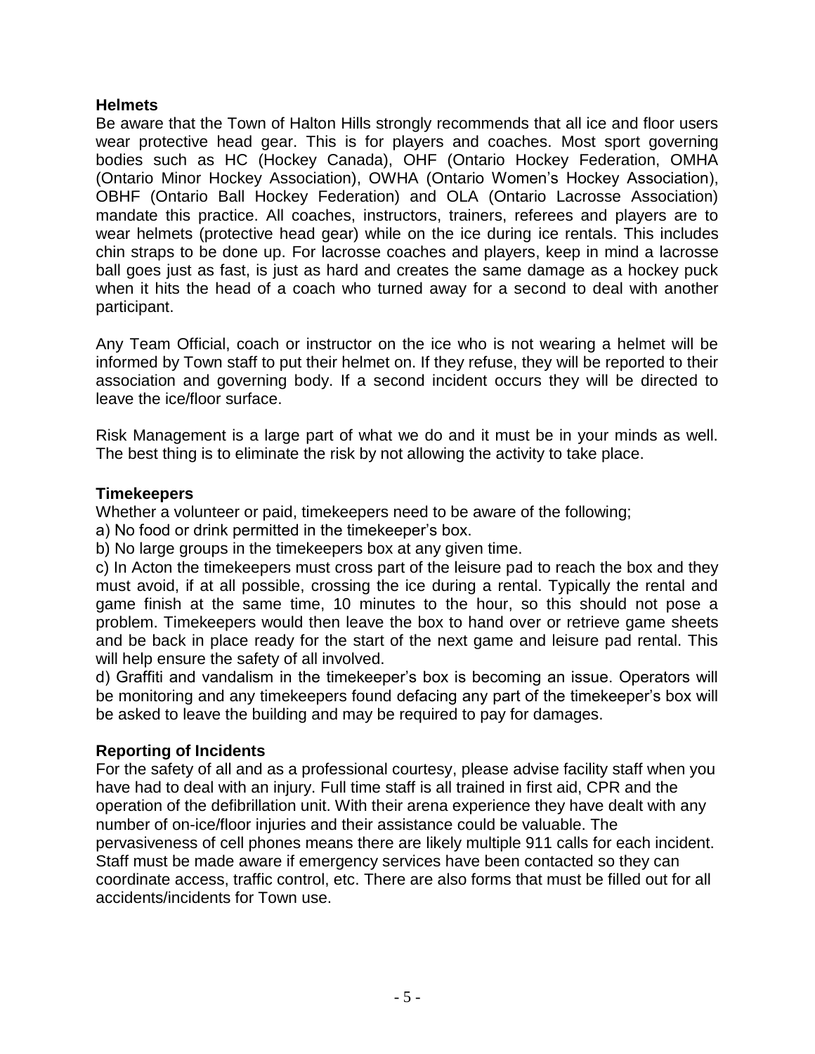## Helmets

Be aware that the Town of Halton Hills strongly recommends that all ice and floor users wear protective head gear. This is for players and coaches. Most sport governing bodies such as HC (Hockey Canada), OHF (Ontario Hockey Federation, OMHA (Ontario Minor Hockey Association), OWHA (Ontario Women's Hockey Association), OBHF (Ontario Ball Hockey Federation) and OLA (Ontario Lacrosse Association) mandate this practice. All coaches, instructors, trainers, referees and players are to wear helmets (protective head gear) while on the ice during ice rentals. This includes chin straps to be done up. For lacrosse coaches and players, keep in mind a lacrosse ball goes just as fast, is just as hard and creates the same damage as a hockey puck when it hits the head of a coach who turned away for a second to deal with another participant.

Any Team Official, coach or instructor on the ice who is not wearing a helmet will be informed by Town staff to put their helmet on. If they refuse, they will be reported to their association and governing body. If a second incident occurs they will be directed to leave the ice/floor surface.

Risk Management is a large part of what we do and it must be in your minds as well. The best thing is to eliminate the risk by not allowing the activity to take place.

## Timekeepers

Whether a volunteer or paid, timekeepers need to be aware of the following;

a) No food or drink permitted in the timekeeper's box.

b) No large groups in the timekeepers box at any given time.

c) In Acton the timekeepers must cross part of the leisure pad to reach the box and they must avoid, if at all possible, crossing the ice during a rental. Typically the rental and game finish at the same time, 10 minutes to the hour, so this should not pose a problem. Timekeepers would then leave the box to hand over or retrieve game sheets and be back in place ready for the start of the next game and leisure pad rental. This will help ensure the safety of all involved.

d) Graffiti and vandalism in the timekeeper's box is becoming an issue. Operators will be monitoring and any timekeepers found defacing any part of the timekeeper's box will be asked to leave the building and may be required to pay for damages.

## Reporting of Incidents

For the safety of all and as a professional courtesy, please advise facility staff when you have had to deal with an injury. Full time staff is all trained in first aid, CPR and the operation of the defibrillation unit. With their arena experience they have dealt with any number of on-ice/floor injuries and their assistance could be valuable. The pervasiveness of cell phones means there are likely multiple 911 calls for each incident. Staff must be made aware if emergency services have been contacted so they can coordinate access, traffic control, etc. There are also forms that must be filled out for all accidents/incidents for Town use.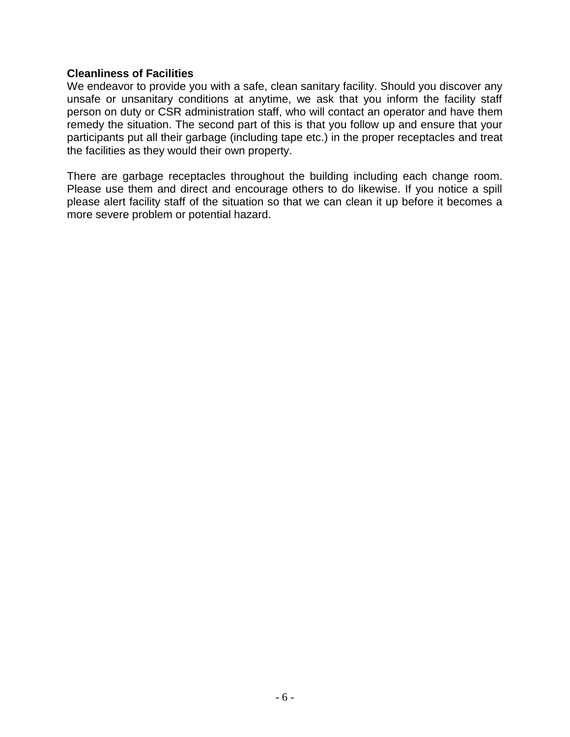**Cleanliness of Facilities**

We endeavor to provide you with a safe, clean sanitary facility. Should you discover any unsafe or unsanitary conditions at anytime, we ask that you inform the facility staff person on duty or CSR administration staff, who will contact an operator and have them remedy the situation. The second part of this is that you follow up and ensure that your participants put all their garbage (including tape etc.) in the proper receptacles and treat the facilities as they would their own property.

There are garbage receptacles throughout the building including each change room. Please use them and direct and encourage others to do likewise. If you notice a spill please alert facility staff of the situation so that we can clean it up before it becomes a more severe problem or potential hazard.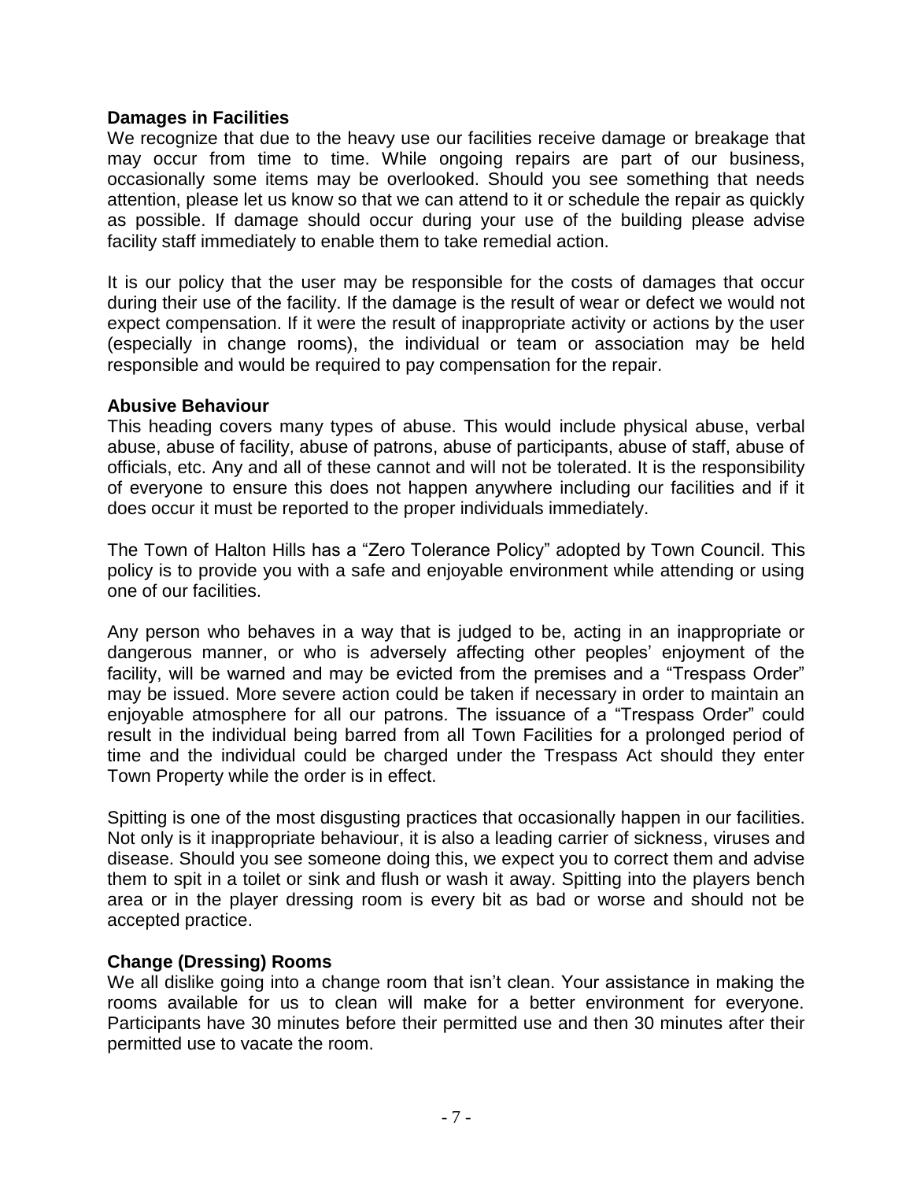**Damages in Facilities**

We recognize that due to the heavy use our facilities receive damage or breakage that may occur from time to time. While ongoing repairs are part of our business, occasionally some items may be overlooked. Should you see something that needs attention, please let us know so that we can attend to it or schedule the repair as quickly as possible. If damage should occur during your use of the building please advise facility staff immediately to enable them to take remedial action.

It is our policy that the user may be responsible for the costs of damages that occur during their use of the facility. If the damage is the result of wear or defect we would not expect compensation. If it were the result of inappropriate activity or actions by the user (especially in change rooms), the individual or team or association may be held responsible and would be required to pay compensation for the repair.

**Abusive Behaviour**

This heading covers many types of abuse. This would include physical abuse, verbal abuse, abuse of facility, abuse of patrons, abuse of participants, abuse of staff, abuse of officials, etc. Any and all of these cannot and will not be tolerated. It is the responsibility of everyone to ensure this does not happen anywhere including our facilities and if it does occur it must be reported to the proper individuals immediately.

The Town of Halton Hills has a “Zero Tolerance Policy” adopted by Town Council. This policy is to provide you with a safe and enjoyable environment while attending or using one of our facilities.

Any person who behaves in a way that is judged to be, acting in an inappropriate or dangerous manner, or who is adversely affecting other peoples’ enjoyment of the facility, will be warned and may be evicted from the premises and a “Trespass Order” may be issued. More severe action could be taken if necessary in order to maintain an enjoyable atmosphere for all our patrons. The issuance of a “Trespass Order” could result in the individual being barred from all Town Facilities for a prolonged period of time and the individual could be charged under the Trespass Act should they enter Town Property while the order is in effect.

Spitting is one of the most disgusting practices that occasionally happen in our facilities. Not only is it inappropriate behaviour, it is also a leading carrier of sickness, viruses and disease. Should you see someone doing this, we expect you to correct them and advise them to spit in a toilet or sink and flush or wash it away. Spitting into the players bench area or in the player dressing room is every bit as bad or worse and should not be accepted practice.

**Change (Dressing) Rooms**

We all dislike going into a change room that isn’t clean. Your assistance in making the rooms available for us to clean will make for a better environment for everyone. Participants have 30 minutes before their permitted use and then 30 minutes after their permitted use to vacate the room.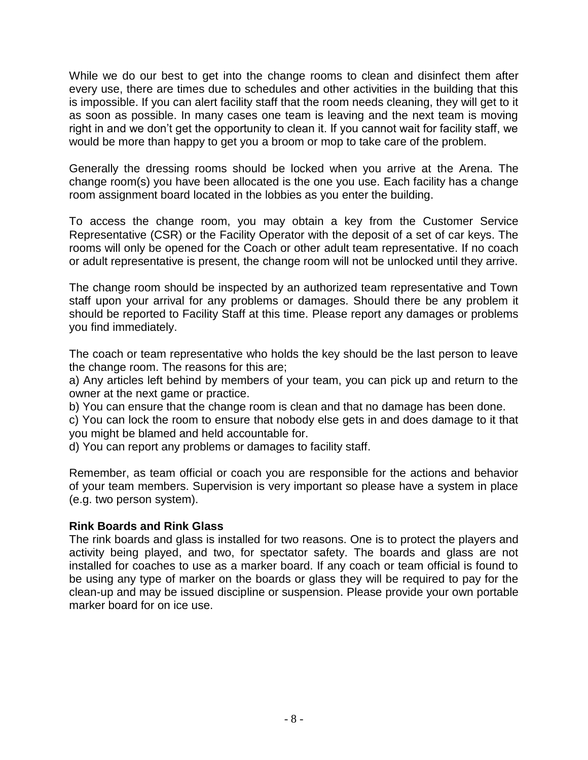While we do our best to get into the change rooms to clean and disinfect them after every use, there are times due to schedules and other activities in the building that this is impossible. If you can alert facility staff that the room needs cleaning, they will get to it as soon as possible. In many cases one team is leaving and the next team is moving right in and we don't get the opportunity to clean it. If you cannot wait for facility staff, we would be more than happy to get you a broom or mop to take care of the problem.

Generally the dressing rooms should be locked when you arrive at the Arena. The change room(s) you have been allocated is the one you use. Each facility has a change room assignment board located in the lobbies as you enter the building.

To access the change room, you may obtain a key from the Customer Service Representative (CSR) or the Facility Operator with the deposit of a set of car keys. The rooms will only be opened for the Coach or other adult team representative. If no coach or adult representative is present, the change room will not be unlocked until they arrive.

The change room should be inspected by an authorized team representative and Town staff upon your arrival for any problems or damages. Should there be any problem it should be reported to Facility Staff at this time. Please report any damages or problems you find immediately.

The coach or team representative who holds the key should be the last person to leave the change room. The reasons for this are;

a) Any articles left behind by members of your team, you can pick up and return to the owner at the next game or practice.

b) You can ensure that the change room is clean and that no damage has been done.

c) You can lock the room to ensure that nobody else gets in and does damage to it that you might be blamed and held accountable for.

d) You can report any problems or damages to facility staff.

Remember, as team official or coach you are responsible for the actions and behavior of your team members. Supervision is very important so please have a system in place (e.g. two person system).

**Rink Boards and Rink Glass**

The rink boards and glass is installed for two reasons. One is to protect the players and activity being played, and two, for spectator safety. The boards and glass are not installed for coaches to use as a marker board. If any coach or team official is found to be using any type of marker on the boards or glass they will be required to pay for the clean-up and may be issued discipline or suspension. Please provide your own portable marker board for on ice use.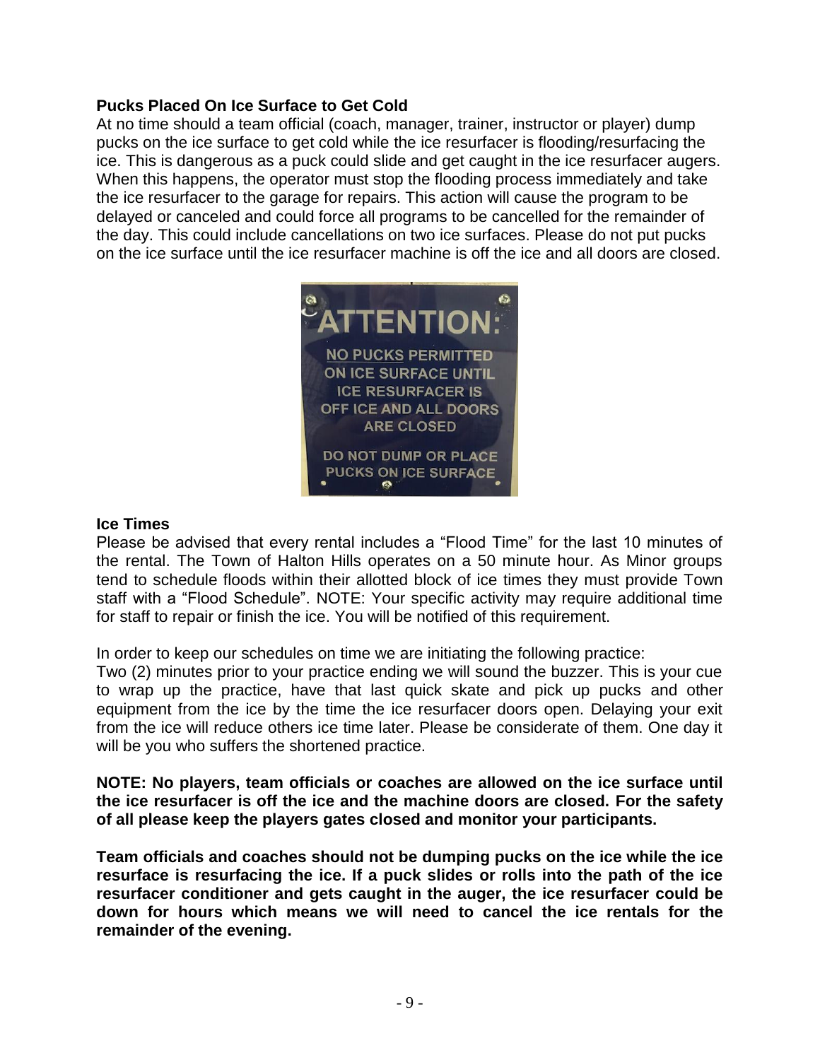### Pucks Placed On Ice Surface to Get Cold

At no time should a team official (coach, manager, trainer, instructor or player) dump pucks on the ice surface to get cold while the ice resurfacer is flooding/resurfacing the ice. This is dangerous as a puck could slide and get caught in the ice resurfacer augers. When this happens, the operator must stop the flooding process immediately and take the ice resurfacer to the garage for repairs. This action will cause the program to be delayed or canceled and could force all programs to be cancelled for the remainder of the day. This could include cancellations on two ice surfaces. Please do not put pucks on the ice surface until the ice resurfacer machine is off the ice and all doors are closed.

ATTENTION:

NO PUCKS PERMITTED ON ICE SURFACE UNTIL ICE RESURFACER IS OFF ICE AND ALL DOORS ARE CLOSED

DO NOT DUMP OR PLACE PUCKS ON ICE SURFACE

### Ice Times

Please be advised that every rental includes a "Flood Time" for the last 10 minutes of the rental. The Town of Halton Hills operates on a 50 minute hour. As Minor groups tend to schedule floods within their allotted block of ice times they must provide Town staff with a "Flood Schedule". NOTE: Your specific activity may require additional time for staff to repair or finish the ice. You will be notified of this requirement.

In order to keep our schedules on time we are initiating the following practice:
Two (2) minutes prior to your practice ending we will sound the buzzer. This is your cue to wrap up the practice, have that last quick skate and pick up pucks and other equipment from the ice by the time the ice resurfacer doors open. Delaying your exit from the ice will reduce others ice time later. Please be considerate of them. One day it will be you who suffers the shortened practice.

**NOTE: No players, team officials or coaches are allowed on the ice surface until the ice resurfacer is off the ice and the machine doors are closed. For the safety of all please keep the players gates closed and monitor your participants.**

**Team officials and coaches should not be dumping pucks on the ice while the ice resurface is resurfacing the ice. If a puck slides or rolls into the path of the ice resurfacer conditioner and gets caught in the auger, the ice resurfacer could be down for hours which means we will need to cancel the ice rentals for the remainder of the evening.**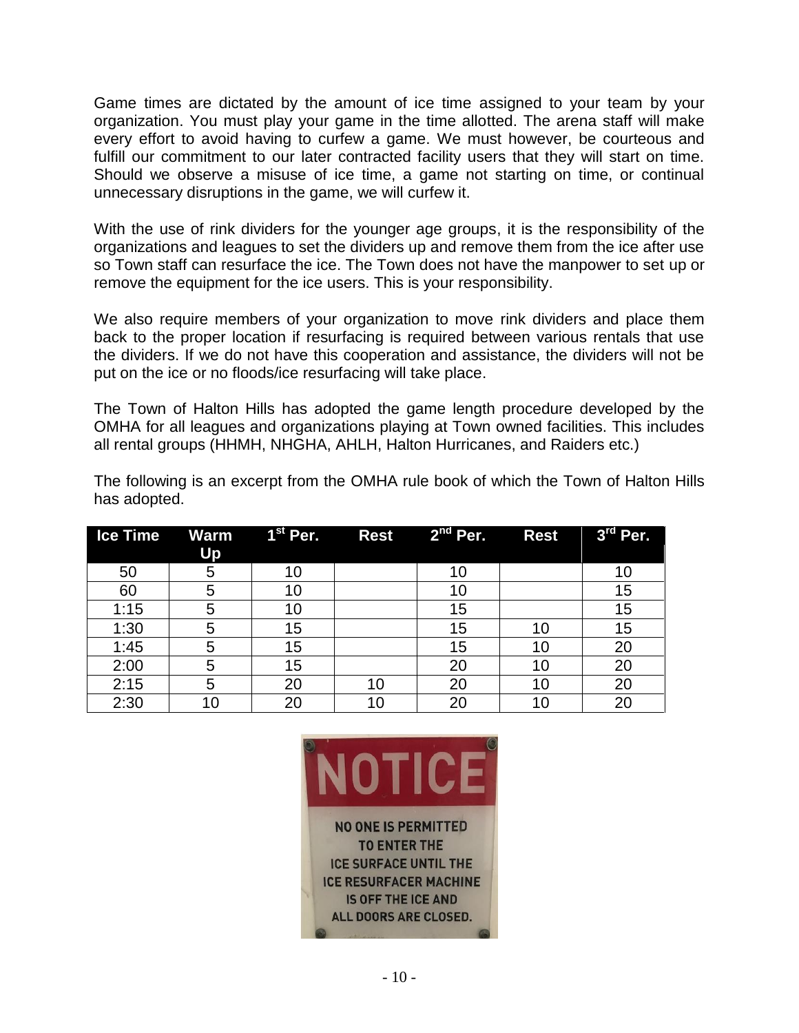Game times are dictated by the amount of ice time assigned to your team by your organization. You must play your game in the time allotted. The arena staff will make every effort to avoid having to curfew a game. We must however, be courteous and fulfill our commitment to our later contracted facility users that they will start on time. Should we observe a misuse of ice time, a game not starting on time, or continual unnecessary disruptions in the game, we will curfew it.

With the use of rink dividers for the younger age groups, it is the responsibility of the organizations and leagues to set the dividers up and remove them from the ice after use so Town staff can resurface the ice. The Town does not have the manpower to set up or remove the equipment for the ice users. This is your responsibility.

We also require members of your organization to move rink dividers and place them back to the proper location if resurfacing is required between various rentals that use the dividers. If we do not have this cooperation and assistance, the dividers will not be put on the ice or no floods/ice resurfacing will take place.

The Town of Halton Hills has adopted the game length procedure developed by the OMHA for all leagues and organizations playing at Town owned facilities. This includes all rental groups (HHMH, NHGHA, AHLH, Halton Hurricanes, and Raiders etc.)

The following is an excerpt from the OMHA rule book of which the Town of Halton Hills has adopted.

| Ice Time | Warm Up | 1st Per. | Rest | 2nd Per. | Rest | 3rd Per. |
|---|---|---|---|---|---|---|
| 50 | 5 | 10 | | 10 | | 10 |
| 60 | 5 | 10 | | 10 | | 15 |
| 1:15 | 5 | 10 | | 15 | | 15 |
| 1:30 | 5 | 15 | | 15 | 10 | 15 |
| 1:45 | 5 | 15 | | 15 | 10 | 20 |
| 2:00 | 5 | 15 | | 20 | 10 | 20 |
| 2:15 | 5 | 20 | 10 | 20 | 10 | 20 |
| 2:30 | 10 | 20 | 10 | 20 | 10 | 20 |

**NOTICE**

NO ONE IS PERMITTED TO ENTER THE ICE SURFACE UNTIL THE ICE RESURFACER MACHINE IS OFF THE ICE AND ALL DOORS ARE CLOSED.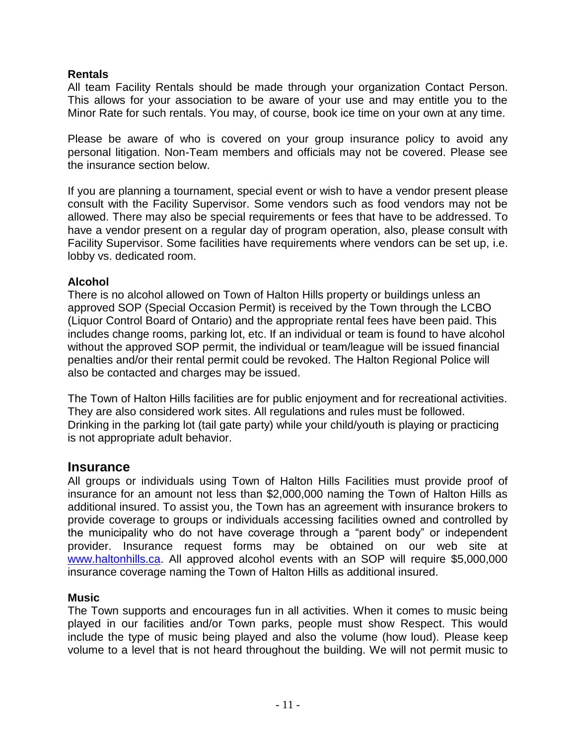**Rentals**

All team Facility Rentals should be made through your organization Contact Person. This allows for your association to be aware of your use and may entitle you to the Minor Rate for such rentals. You may, of course, book ice time on your own at any time.

Please be aware of who is covered on your group insurance policy to avoid any personal litigation. Non-Team members and officials may not be covered. Please see the insurance section below.

If you are planning a tournament, special event or wish to have a vendor present please consult with the Facility Supervisor. Some vendors such as food vendors may not be allowed. There may also be special requirements or fees that have to be addressed. To have a vendor present on a regular day of program operation, also, please consult with Facility Supervisor. Some facilities have requirements where vendors can be set up, i.e. lobby vs. dedicated room.

**Alcohol**

There is no alcohol allowed on Town of Halton Hills property or buildings unless an approved SOP (Special Occasion Permit) is received by the Town through the LCBO (Liquor Control Board of Ontario) and the appropriate rental fees have been paid. This includes change rooms, parking lot, etc. If an individual or team is found to have alcohol without the approved SOP permit, the individual or team/league will be issued financial penalties and/or their rental permit could be revoked. The Halton Regional Police will also be contacted and charges may be issued.

The Town of Halton Hills facilities are for public enjoyment and for recreational activities. They are also considered work sites. All regulations and rules must be followed. Drinking in the parking lot (tail gate party) while your child/youth is playing or practicing is not appropriate adult behavior.

## Insurance

All groups or individuals using Town of Halton Hills Facilities must provide proof of insurance for an amount not less than $2,000,000 naming the Town of Halton Hills as additional insured. To assist you, the Town has an agreement with insurance brokers to provide coverage to groups or individuals accessing facilities owned and controlled by the municipality who do not have coverage through a “parent body” or independent provider. Insurance request forms may be obtained on our web site at [www.haltonhills.ca](http://www.haltonhills.ca). All approved alcohol events with an SOP will require $5,000,000 insurance coverage naming the Town of Halton Hills as additional insured.

**Music**

The Town supports and encourages fun in all activities. When it comes to music being played in our facilities and/or Town parks, people must show Respect. This would include the type of music being played and also the volume (how loud). Please keep volume to a level that is not heard throughout the building. We will not permit music to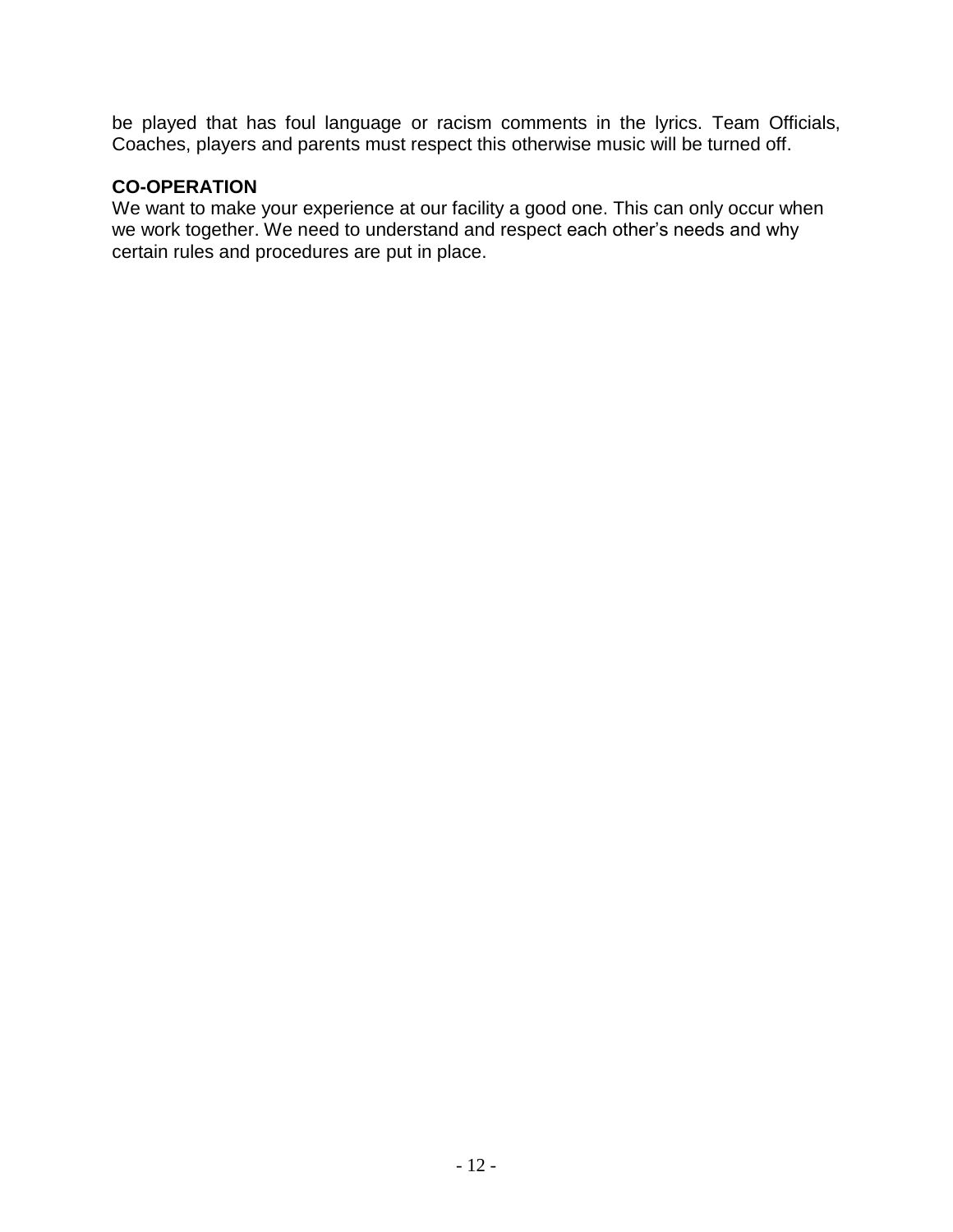be played that has foul language or racism comments in the lyrics. Team Officials, Coaches, players and parents must respect this otherwise music will be turned off.

**CO-OPERATION**

We want to make your experience at our facility a good one. This can only occur when we work together. We need to understand and respect each other's needs and why certain rules and procedures are put in place.